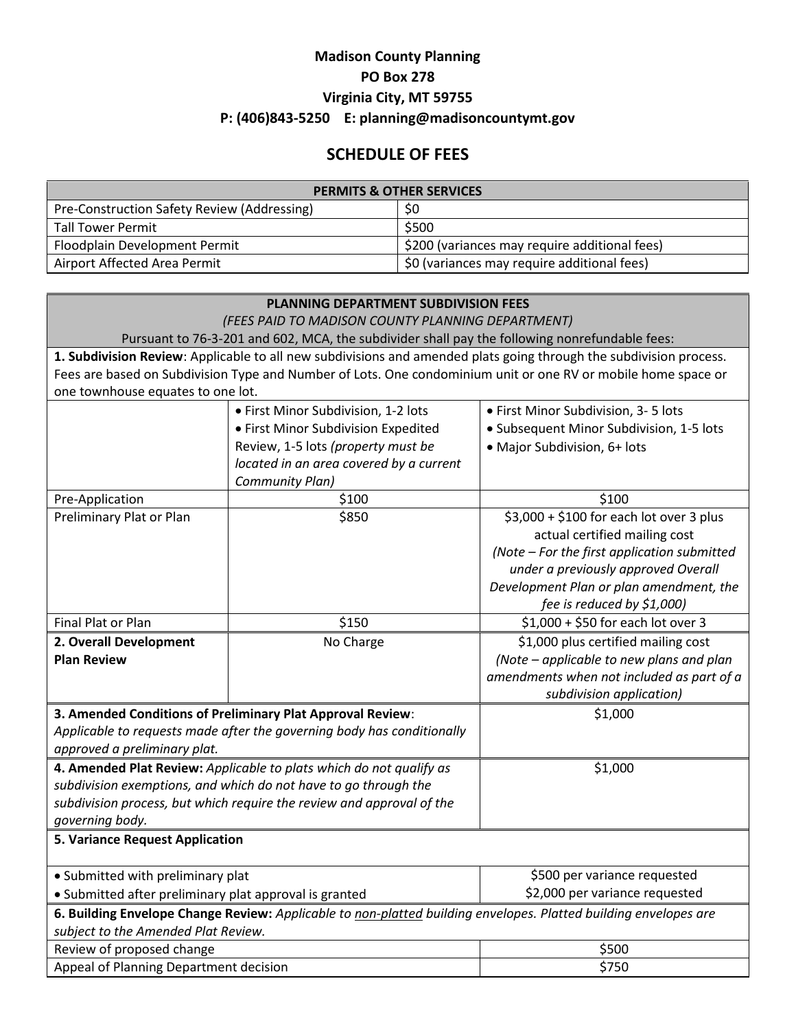**Madison County Planning**
**PO Box 278**
**Virginia City, MT 59755**
**P: (406)843-5250 E: planning@madisoncountymt.gov**

# SCHEDULE OF FEES

| **PERMITS & OTHER SERVICES** | |
|---|---|
| Pre-Construction Safety Review (Addressing) | $0 |
| Tall Tower Permit | $500 |
| Floodplain Development Permit | $200 (variances may require additional fees) |
| Airport Affected Area Permit | $0 (variances may require additional fees) |

**PLANNING DEPARTMENT SUBDIVISION FEES**
*(FEES PAID TO MADISON COUNTY PLANNING DEPARTMENT)*
Pursuant to 76-3-201 and 602, MCA, the subdivider shall pay the following nonrefundable fees:

**1. Subdivision Review**: Applicable to all new subdivisions and amended plats going through the subdivision process. Fees are based on Subdivision Type and Number of Lots. One condominium unit or one RV or mobile home space or one townhouse equates to one lot.

| | • First Minor Subdivision, 1-2 lots<br>• First Minor Subdivision Expedited Review, 1-5 lots *(property must be located in an area covered by a current Community Plan)* | • First Minor Subdivision, 3- 5 lots<br>• Subsequent Minor Subdivision, 1-5 lots<br>• Major Subdivision, 6+ lots |
|---|---|---|
| Pre-Application | $100 | $100 |
| Preliminary Plat or Plan | $850 | $3,000 + $100 for each lot over 3 plus actual certified mailing cost *(Note – For the first application submitted under a previously approved Overall Development Plan or plan amendment, the fee is reduced by $1,000)* |
| Final Plat or Plan | $150 | $1,000 + $50 for each lot over 3 |
| **2. Overall Development Plan Review** | No Charge | $1,000 plus certified mailing cost *(Note – applicable to new plans and plan amendments when not included as part of a subdivision application)* |

| | |
|---|---|
| **3. Amended Conditions of Preliminary Plat Approval Review**: *Applicable to requests made after the governing body has conditionally approved a preliminary plat.* | $1,000 |
| **4. Amended Plat Review:** *Applicable to plats which do not qualify as subdivision exemptions, and which do not have to go through the subdivision process, but which require the review and approval of the governing body.* | $1,000 |
| **5. Variance Request Application** | |
| • Submitted with preliminary plat | $500 per variance requested |
| • Submitted after preliminary plat approval is granted | $2,000 per variance requested |

**6. Building Envelope Change Review:** *Applicable to non-platted building envelopes. Platted building envelopes are subject to the Amended Plat Review.*

| | |
|---|---|
| Review of proposed change | $500 |
| Appeal of Planning Department decision | $750 |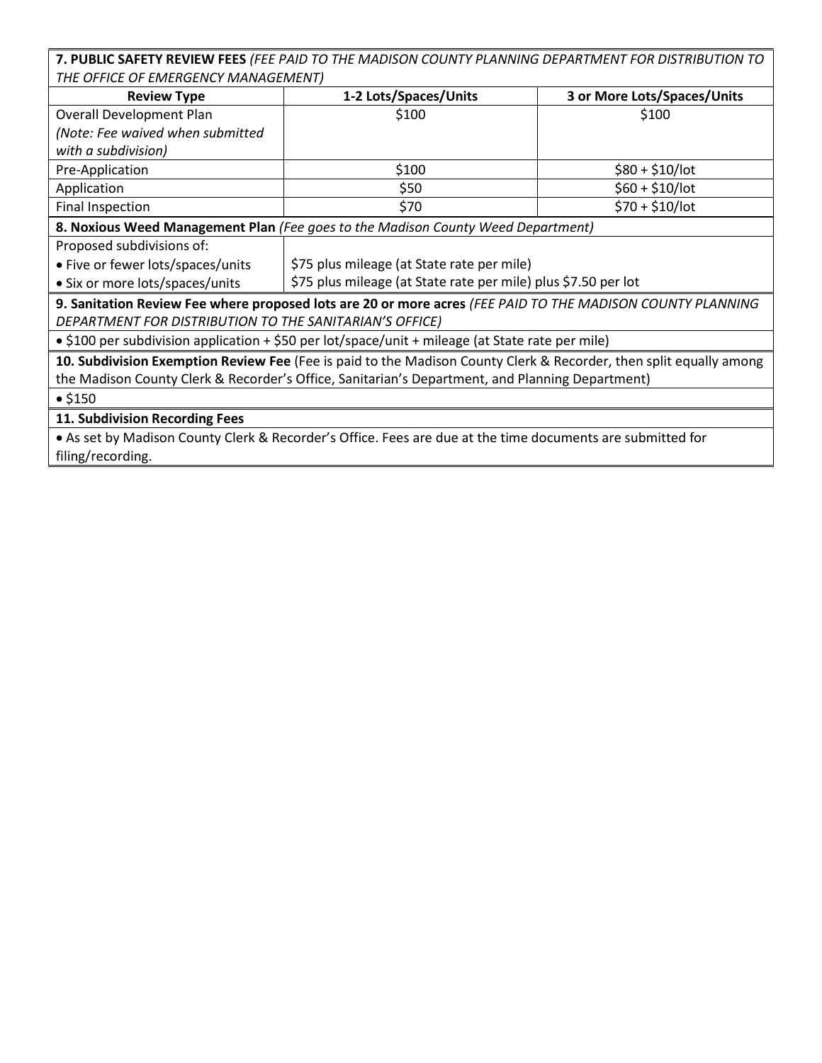| **7. PUBLIC SAFETY REVIEW FEES** *(FEE PAID TO THE MADISON COUNTY PLANNING DEPARTMENT FOR DISTRIBUTION TO THE OFFICE OF EMERGENCY MANAGEMENT)* | | |
|---|---|---|
| **Review Type** | **1-2 Lots/Spaces/Units** | **3 or More Lots/Spaces/Units** |
| Overall Development Plan *(Note: Fee waived when submitted with a subdivision)* | $100 | $100 |
| Pre-Application | $100 | $80 + $10/lot |
| Application | $50 | $60 + $10/lot |
| Final Inspection | $70 | $70 + $10/lot |

| **8. Noxious Weed Management Plan** *(Fee goes to the Madison County Weed Department)* | |
|---|---|
| Proposed subdivisions of: | |
| • Five or fewer lots/spaces/units | $75 plus mileage (at State rate per mile) |
| • Six or more lots/spaces/units | $75 plus mileage (at State rate per mile) plus $7.50 per lot |

**9. Sanitation Review Fee where proposed lots are 20 or more acres** *(FEE PAID TO THE MADISON COUNTY PLANNING DEPARTMENT FOR DISTRIBUTION TO THE SANITARIAN'S OFFICE)*

- $100 per subdivision application + $50 per lot/space/unit + mileage (at State rate per mile)

**10. Subdivision Exemption Review Fee** (Fee is paid to the Madison County Clerk & Recorder, then split equally among the Madison County Clerk & Recorder's Office, Sanitarian's Department, and Planning Department)

- $150

**11. Subdivision Recording Fees**

- As set by Madison County Clerk & Recorder's Office. Fees are due at the time documents are submitted for filing/recording.